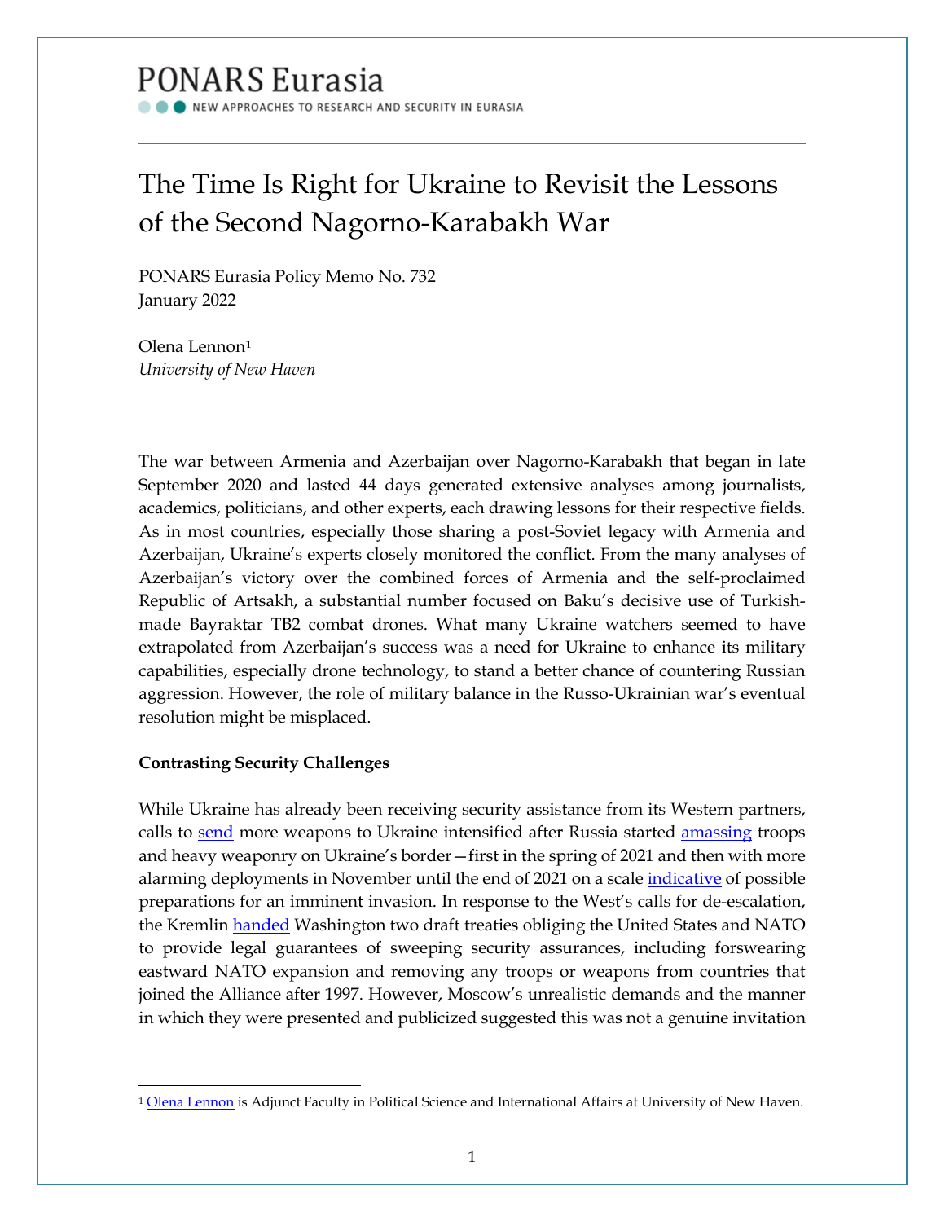PONARS Eurasia

NEW APPROACHES TO RESEARCH AND SECURITY IN EURASIA

# The Time Is Right for Ukraine to Revisit the Lessons of the Second Nagorno-Karabakh War

PONARS Eurasia Policy Memo No. 732
January 2022

Olena Lennon[1]
*University of New Haven*

The war between Armenia and Azerbaijan over Nagorno-Karabakh that began in late September 2020 and lasted 44 days generated extensive analyses among journalists, academics, politicians, and other experts, each drawing lessons for their respective fields. As in most countries, especially those sharing a post-Soviet legacy with Armenia and Azerbaijan, Ukraine's experts closely monitored the conflict. From the many analyses of Azerbaijan's victory over the combined forces of Armenia and the self-proclaimed Republic of Artsakh, a substantial number focused on Baku's decisive use of Turkish-made Bayraktar TB2 combat drones. What many Ukraine watchers seemed to have extrapolated from Azerbaijan's success was a need for Ukraine to enhance its military capabilities, especially drone technology, to stand a better chance of countering Russian aggression. However, the role of military balance in the Russo-Ukrainian war's eventual resolution might be misplaced.

**Contrasting Security Challenges**

While Ukraine has already been receiving security assistance from its Western partners, calls to send more weapons to Ukraine intensified after Russia started amassing troops and heavy weaponry on Ukraine's border—first in the spring of 2021 and then with more alarming deployments in November until the end of 2021 on a scale indicative of possible preparations for an imminent invasion. In response to the West's calls for de-escalation, the Kremlin handed Washington two draft treaties obliging the United States and NATO to provide legal guarantees of sweeping security assurances, including forswearing eastward NATO expansion and removing any troops or weapons from countries that joined the Alliance after 1997. However, Moscow's unrealistic demands and the manner in which they were presented and publicized suggested this was not a genuine invitation

[1] Olena Lennon is Adjunct Faculty in Political Science and International Affairs at University of New Haven.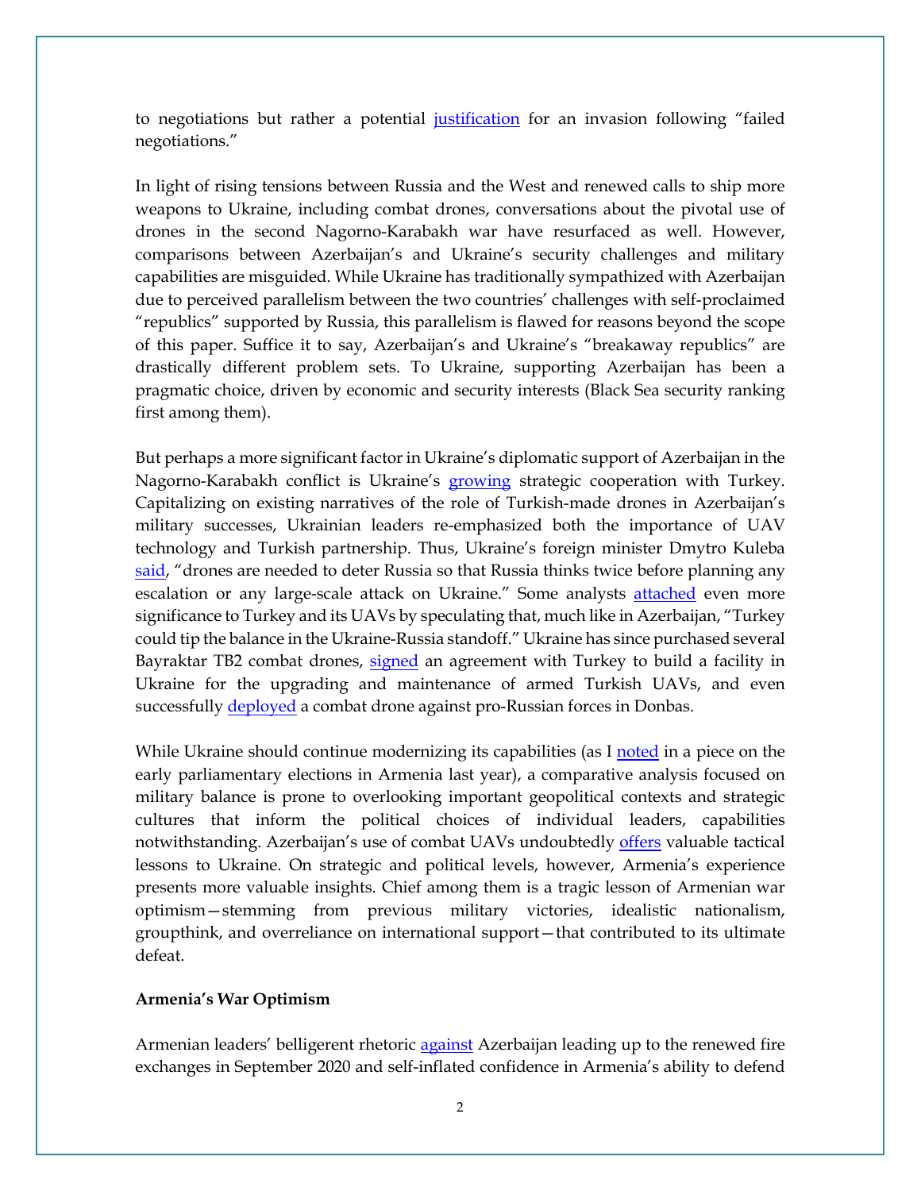to negotiations but rather a potential justification for an invasion following "failed negotiations."

In light of rising tensions between Russia and the West and renewed calls to ship more weapons to Ukraine, including combat drones, conversations about the pivotal use of drones in the second Nagorno-Karabakh war have resurfaced as well. However, comparisons between Azerbaijan's and Ukraine's security challenges and military capabilities are misguided. While Ukraine has traditionally sympathized with Azerbaijan due to perceived parallelism between the two countries' challenges with self-proclaimed "republics" supported by Russia, this parallelism is flawed for reasons beyond the scope of this paper. Suffice it to say, Azerbaijan's and Ukraine's "breakaway republics" are drastically different problem sets. To Ukraine, supporting Azerbaijan has been a pragmatic choice, driven by economic and security interests (Black Sea security ranking first among them).

But perhaps a more significant factor in Ukraine's diplomatic support of Azerbaijan in the Nagorno-Karabakh conflict is Ukraine's growing strategic cooperation with Turkey. Capitalizing on existing narratives of the role of Turkish-made drones in Azerbaijan's military successes, Ukrainian leaders re-emphasized both the importance of UAV technology and Turkish partnership. Thus, Ukraine's foreign minister Dmytro Kuleba said, "drones are needed to deter Russia so that Russia thinks twice before planning any escalation or any large-scale attack on Ukraine." Some analysts attached even more significance to Turkey and its UAVs by speculating that, much like in Azerbaijan, "Turkey could tip the balance in the Ukraine-Russia standoff." Ukraine has since purchased several Bayraktar TB2 combat drones, signed an agreement with Turkey to build a facility in Ukraine for the upgrading and maintenance of armed Turkish UAVs, and even successfully deployed a combat drone against pro-Russian forces in Donbas.

While Ukraine should continue modernizing its capabilities (as I noted in a piece on the early parliamentary elections in Armenia last year), a comparative analysis focused on military balance is prone to overlooking important geopolitical contexts and strategic cultures that inform the political choices of individual leaders, capabilities notwithstanding. Azerbaijan's use of combat UAVs undoubtedly offers valuable tactical lessons to Ukraine. On strategic and political levels, however, Armenia's experience presents more valuable insights. Chief among them is a tragic lesson of Armenian war optimism—stemming from previous military victories, idealistic nationalism, groupthink, and overreliance on international support—that contributed to its ultimate defeat.

**Armenia's War Optimism**

Armenian leaders' belligerent rhetoric against Azerbaijan leading up to the renewed fire exchanges in September 2020 and self-inflated confidence in Armenia's ability to defend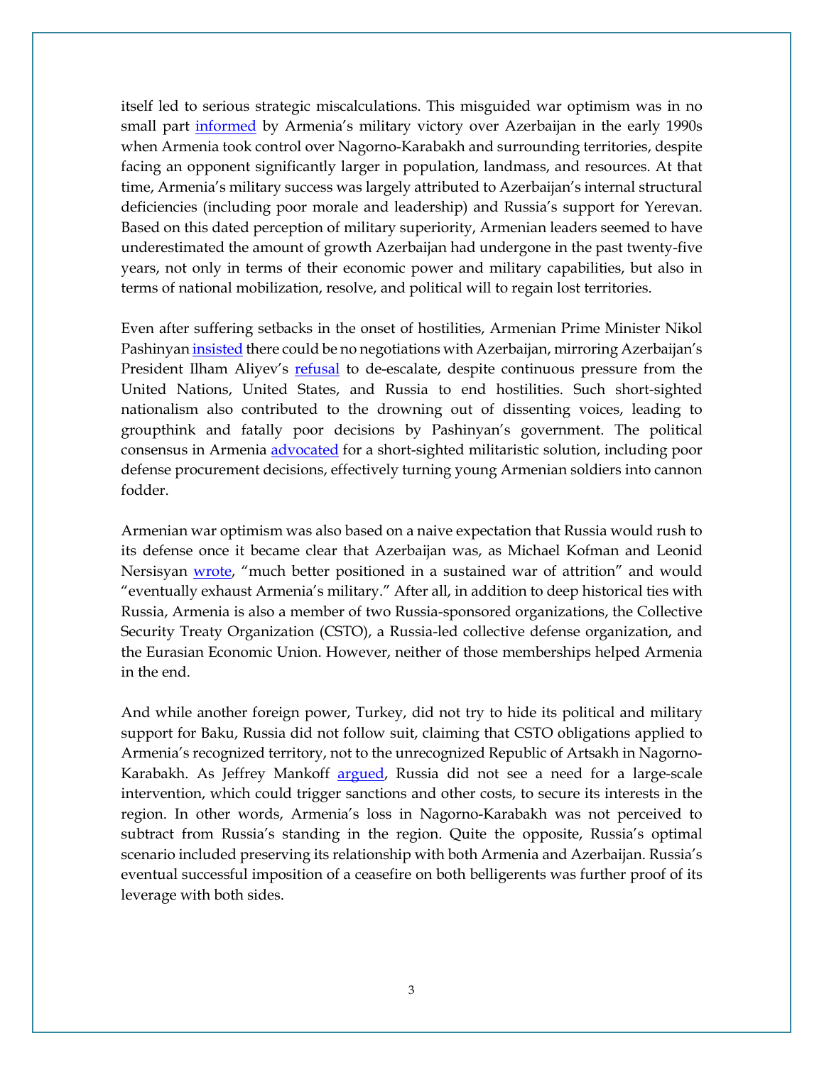itself led to serious strategic miscalculations. This misguided war optimism was in no small part informed by Armenia's military victory over Azerbaijan in the early 1990s when Armenia took control over Nagorno-Karabakh and surrounding territories, despite facing an opponent significantly larger in population, landmass, and resources. At that time, Armenia's military success was largely attributed to Azerbaijan's internal structural deficiencies (including poor morale and leadership) and Russia's support for Yerevan. Based on this dated perception of military superiority, Armenian leaders seemed to have underestimated the amount of growth Azerbaijan had undergone in the past twenty-five years, not only in terms of their economic power and military capabilities, but also in terms of national mobilization, resolve, and political will to regain lost territories.

Even after suffering setbacks in the onset of hostilities, Armenian Prime Minister Nikol Pashinyan insisted there could be no negotiations with Azerbaijan, mirroring Azerbaijan's President Ilham Aliyev's refusal to de-escalate, despite continuous pressure from the United Nations, United States, and Russia to end hostilities. Such short-sighted nationalism also contributed to the drowning out of dissenting voices, leading to groupthink and fatally poor decisions by Pashinyan's government. The political consensus in Armenia advocated for a short-sighted militaristic solution, including poor defense procurement decisions, effectively turning young Armenian soldiers into cannon fodder.

Armenian war optimism was also based on a naive expectation that Russia would rush to its defense once it became clear that Azerbaijan was, as Michael Kofman and Leonid Nersisyan wrote, "much better positioned in a sustained war of attrition" and would "eventually exhaust Armenia's military." After all, in addition to deep historical ties with Russia, Armenia is also a member of two Russia-sponsored organizations, the Collective Security Treaty Organization (CSTO), a Russia-led collective defense organization, and the Eurasian Economic Union. However, neither of those memberships helped Armenia in the end.

And while another foreign power, Turkey, did not try to hide its political and military support for Baku, Russia did not follow suit, claiming that CSTO obligations applied to Armenia's recognized territory, not to the unrecognized Republic of Artsakh in Nagorno-Karabakh. As Jeffrey Mankoff argued, Russia did not see a need for a large-scale intervention, which could trigger sanctions and other costs, to secure its interests in the region. In other words, Armenia's loss in Nagorno-Karabakh was not perceived to subtract from Russia's standing in the region. Quite the opposite, Russia's optimal scenario included preserving its relationship with both Armenia and Azerbaijan. Russia's eventual successful imposition of a ceasefire on both belligerents was further proof of its leverage with both sides.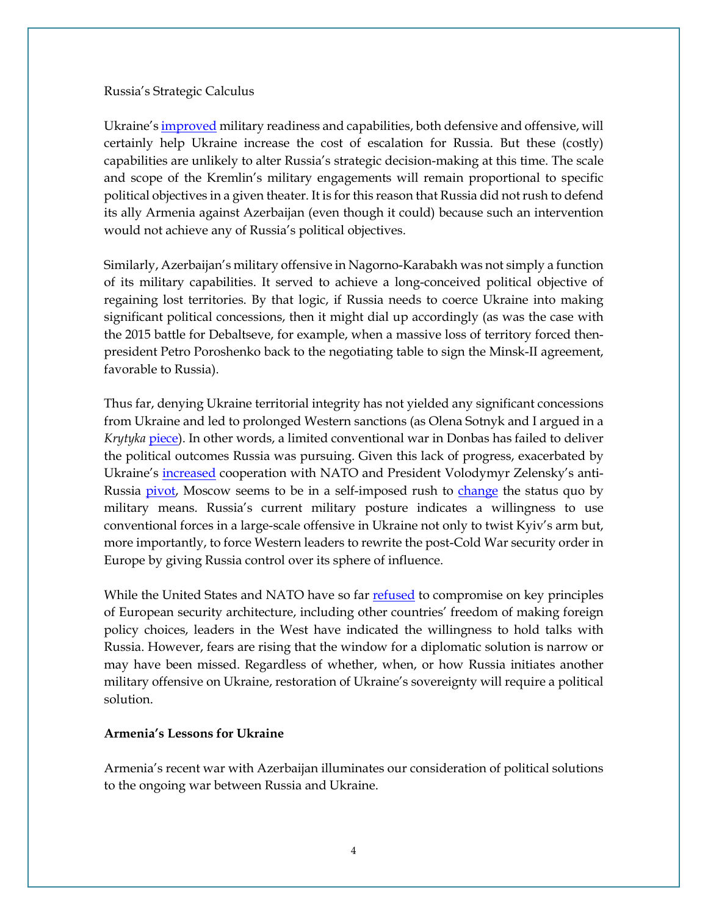Russia's Strategic Calculus

Ukraine's improved military readiness and capabilities, both defensive and offensive, will certainly help Ukraine increase the cost of escalation for Russia. But these (costly) capabilities are unlikely to alter Russia's strategic decision-making at this time. The scale and scope of the Kremlin's military engagements will remain proportional to specific political objectives in a given theater. It is for this reason that Russia did not rush to defend its ally Armenia against Azerbaijan (even though it could) because such an intervention would not achieve any of Russia's political objectives.

Similarly, Azerbaijan's military offensive in Nagorno-Karabakh was not simply a function of its military capabilities. It served to achieve a long-conceived political objective of regaining lost territories. By that logic, if Russia needs to coerce Ukraine into making significant political concessions, then it might dial up accordingly (as was the case with the 2015 battle for Debaltseve, for example, when a massive loss of territory forced then-president Petro Poroshenko back to the negotiating table to sign the Minsk-II agreement, favorable to Russia).

Thus far, denying Ukraine territorial integrity has not yielded any significant concessions from Ukraine and led to prolonged Western sanctions (as Olena Sotnyk and I argued in a *Krytyka* piece). In other words, a limited conventional war in Donbas has failed to deliver the political outcomes Russia was pursuing. Given this lack of progress, exacerbated by Ukraine's increased cooperation with NATO and President Volodymyr Zelensky's anti-Russia pivot, Moscow seems to be in a self-imposed rush to change the status quo by military means. Russia's current military posture indicates a willingness to use conventional forces in a large-scale offensive in Ukraine not only to twist Kyiv's arm but, more importantly, to force Western leaders to rewrite the post-Cold War security order in Europe by giving Russia control over its sphere of influence.

While the United States and NATO have so far refused to compromise on key principles of European security architecture, including other countries' freedom of making foreign policy choices, leaders in the West have indicated the willingness to hold talks with Russia. However, fears are rising that the window for a diplomatic solution is narrow or may have been missed. Regardless of whether, when, or how Russia initiates another military offensive on Ukraine, restoration of Ukraine's sovereignty will require a political solution.

**Armenia's Lessons for Ukraine**

Armenia's recent war with Azerbaijan illuminates our consideration of political solutions to the ongoing war between Russia and Ukraine.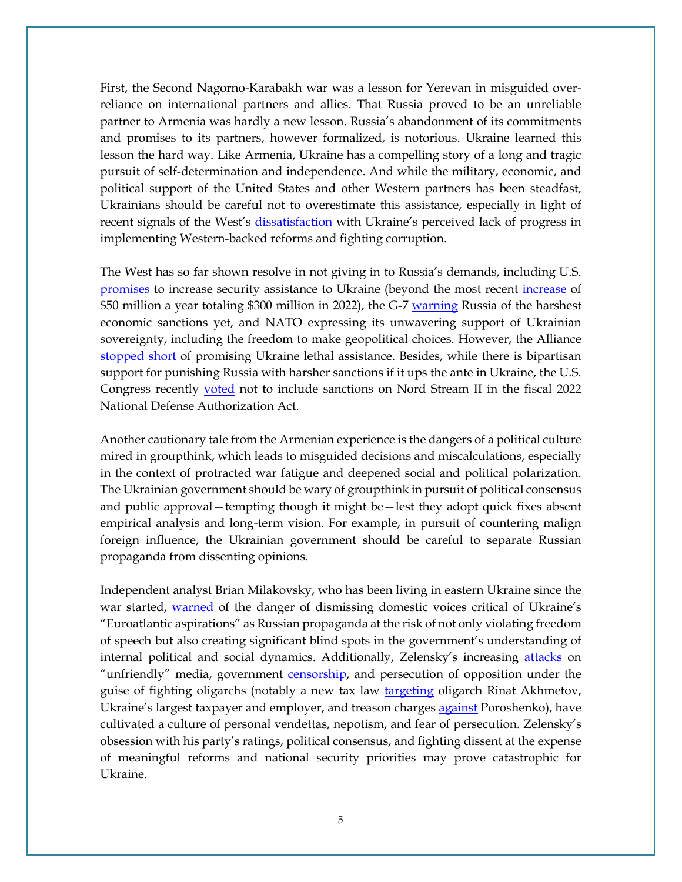First, the Second Nagorno-Karabakh war was a lesson for Yerevan in misguided over-reliance on international partners and allies. That Russia proved to be an unreliable partner to Armenia was hardly a new lesson. Russia's abandonment of its commitments and promises to its partners, however formalized, is notorious. Ukraine learned this lesson the hard way. Like Armenia, Ukraine has a compelling story of a long and tragic pursuit of self-determination and independence. And while the military, economic, and political support of the United States and other Western partners has been steadfast, Ukrainians should be careful not to overestimate this assistance, especially in light of recent signals of the West's dissatisfaction with Ukraine's perceived lack of progress in implementing Western-backed reforms and fighting corruption.

The West has so far shown resolve in not giving in to Russia's demands, including U.S. promises to increase security assistance to Ukraine (beyond the most recent increase of $50 million a year totaling $300 million in 2022), the G-7 warning Russia of the harshest economic sanctions yet, and NATO expressing its unwavering support of Ukrainian sovereignty, including the freedom to make geopolitical choices. However, the Alliance stopped short of promising Ukraine lethal assistance. Besides, while there is bipartisan support for punishing Russia with harsher sanctions if it ups the ante in Ukraine, the U.S. Congress recently voted not to include sanctions on Nord Stream II in the fiscal 2022 National Defense Authorization Act.

Another cautionary tale from the Armenian experience is the dangers of a political culture mired in groupthink, which leads to misguided decisions and miscalculations, especially in the context of protracted war fatigue and deepened social and political polarization. The Ukrainian government should be wary of groupthink in pursuit of political consensus and public approval—tempting though it might be—lest they adopt quick fixes absent empirical analysis and long-term vision. For example, in pursuit of countering malign foreign influence, the Ukrainian government should be careful to separate Russian propaganda from dissenting opinions.

Independent analyst Brian Milakovsky, who has been living in eastern Ukraine since the war started, warned of the danger of dismissing domestic voices critical of Ukraine's "Euroatlantic aspirations" as Russian propaganda at the risk of not only violating freedom of speech but also creating significant blind spots in the government's understanding of internal political and social dynamics. Additionally, Zelensky's increasing attacks on "unfriendly" media, government censorship, and persecution of opposition under the guise of fighting oligarchs (notably a new tax law targeting oligarch Rinat Akhmetov, Ukraine's largest taxpayer and employer, and treason charges against Poroshenko), have cultivated a culture of personal vendettas, nepotism, and fear of persecution. Zelensky's obsession with his party's ratings, political consensus, and fighting dissent at the expense of meaningful reforms and national security priorities may prove catastrophic for Ukraine.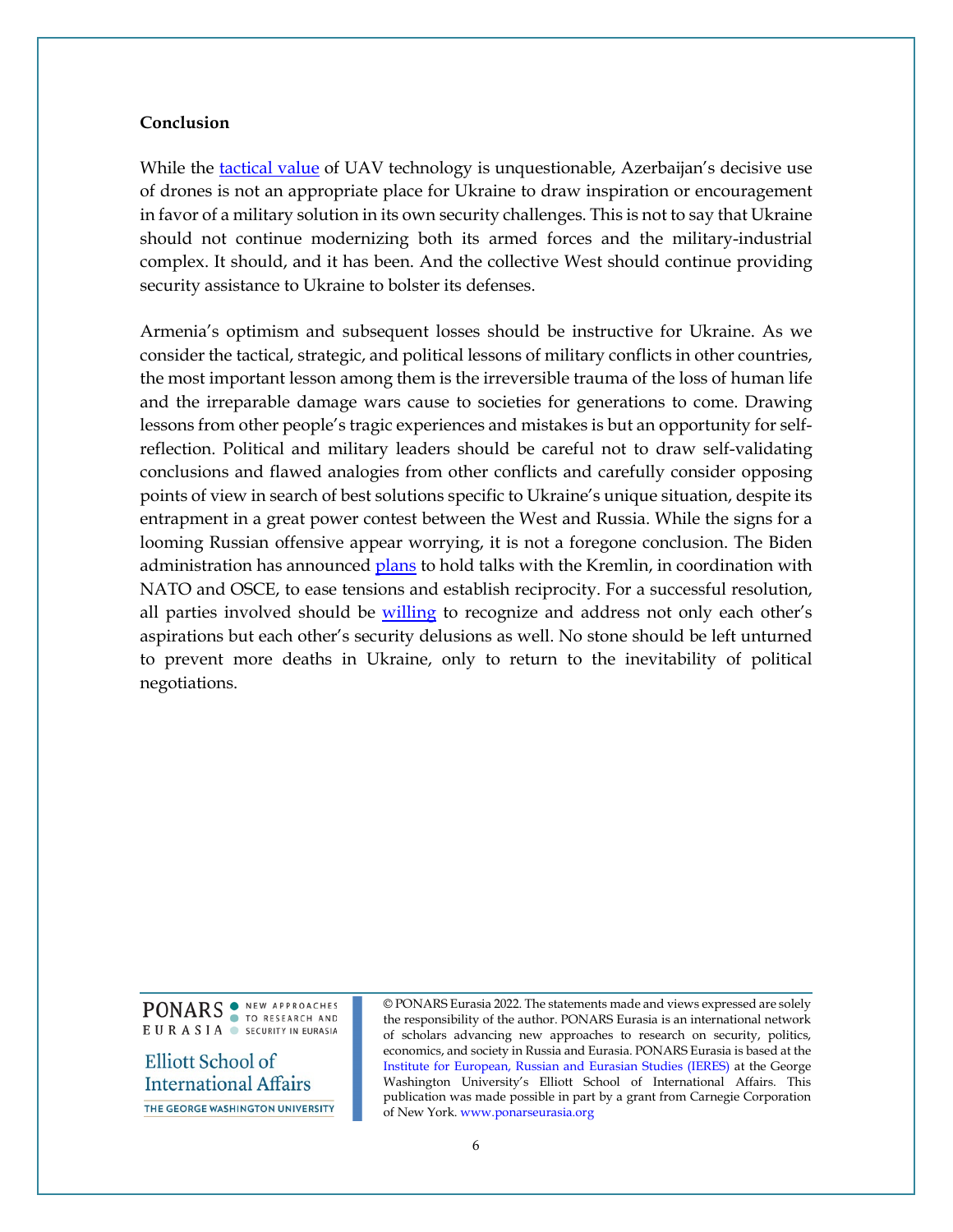**Conclusion**

While the tactical value of UAV technology is unquestionable, Azerbaijan's decisive use of drones is not an appropriate place for Ukraine to draw inspiration or encouragement in favor of a military solution in its own security challenges. This is not to say that Ukraine should not continue modernizing both its armed forces and the military-industrial complex. It should, and it has been. And the collective West should continue providing security assistance to Ukraine to bolster its defenses.

Armenia's optimism and subsequent losses should be instructive for Ukraine. As we consider the tactical, strategic, and political lessons of military conflicts in other countries, the most important lesson among them is the irreversible trauma of the loss of human life and the irreparable damage wars cause to societies for generations to come. Drawing lessons from other people's tragic experiences and mistakes is but an opportunity for self-reflection. Political and military leaders should be careful not to draw self-validating conclusions and flawed analogies from other conflicts and carefully consider opposing points of view in search of best solutions specific to Ukraine's unique situation, despite its entrapment in a great power contest between the West and Russia. While the signs for a looming Russian offensive appear worrying, it is not a foregone conclusion. The Biden administration has announced plans to hold talks with the Kremlin, in coordination with NATO and OSCE, to ease tensions and establish reciprocity. For a successful resolution, all parties involved should be willing to recognize and address not only each other's aspirations but each other's security delusions as well. No stone should be left unturned to prevent more deaths in Ukraine, only to return to the inevitability of political negotiations.

PONARS EURASIA — NEW APPROACHES TO RESEARCH AND SECURITY IN EURASIA

Elliott School of International Affairs
THE GEORGE WASHINGTON UNIVERSITY

© PONARS Eurasia 2022. The statements made and views expressed are solely the responsibility of the author. PONARS Eurasia is an international network of scholars advancing new approaches to research on security, politics, economics, and society in Russia and Eurasia. PONARS Eurasia is based at the Institute for European, Russian and Eurasian Studies (IERES) at the George Washington University's Elliott School of International Affairs. This publication was made possible in part by a grant from Carnegie Corporation of New York. www.ponarseurasia.org